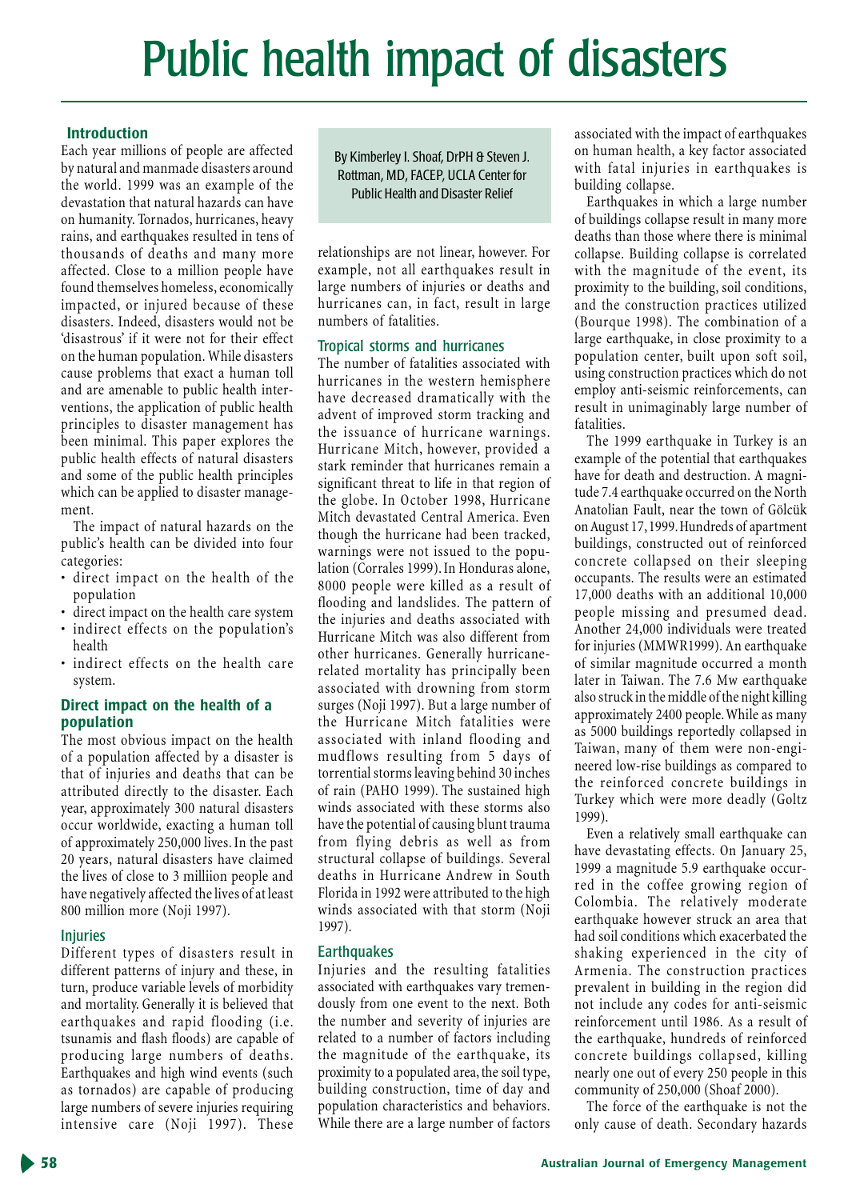# Public health impact of disasters

By Kimberley I. Shoaf, DrPH & Steven J. Rottman, MD, FACEP, UCLA Center for Public Health and Disaster Relief

## Introduction

Each year millions of people are affected by natural and manmade disasters around the world. 1999 was an example of the devastation that natural hazards can have on humanity. Tornados, hurricanes, heavy rains, and earthquakes resulted in tens of thousands of deaths and many more affected. Close to a million people have found themselves homeless, economically impacted, or injured because of these disasters. Indeed, disasters would not be 'disastrous' if it were not for their effect on the human population. While disasters cause problems that exact a human toll and are amenable to public health interventions, the application of public health principles to disaster management has been minimal. This paper explores the public health effects of natural disasters and some of the public health principles which can be applied to disaster management.

The impact of natural hazards on the public's health can be divided into four categories:

- direct impact on the health of the population
- direct impact on the health care system
- indirect effects on the population's health
- indirect effects on the health care system.

## Direct impact on the health of a population

The most obvious impact on the health of a population affected by a disaster is that of injuries and deaths that can be attributed directly to the disaster. Each year, approximately 300 natural disasters occur worldwide, exacting a human toll of approximately 250,000 lives. In the past 20 years, natural disasters have claimed the lives of close to 3 milliion people and have negatively affected the lives of at least 800 million more (Noji 1997).

### Injuries

Different types of disasters result in different patterns of injury and these, in turn, produce variable levels of morbidity and mortality. Generally it is believed that earthquakes and rapid flooding (i.e. tsunamis and flash floods) are capable of producing large numbers of deaths. Earthquakes and high wind events (such as tornados) are capable of producing large numbers of severe injuries requiring intensive care (Noji 1997). These relationships are not linear, however. For example, not all earthquakes result in large numbers of injuries or deaths and hurricanes can, in fact, result in large numbers of fatalities.

### Tropical storms and hurricanes

The number of fatalities associated with hurricanes in the western hemisphere have decreased dramatically with the advent of improved storm tracking and the issuance of hurricane warnings. Hurricane Mitch, however, provided a stark reminder that hurricanes remain a significant threat to life in that region of the globe. In October 1998, Hurricane Mitch devastated Central America. Even though the hurricane had been tracked, warnings were not issued to the population (Corrales 1999). In Honduras alone, 8000 people were killed as a result of flooding and landslides. The pattern of the injuries and deaths associated with Hurricane Mitch was also different from other hurricanes. Generally hurricane-related mortality has principally been associated with drowning from storm surges (Noji 1997). But a large number of the Hurricane Mitch fatalities were associated with inland flooding and mudflows resulting from 5 days of torrential storms leaving behind 30 inches of rain (PAHO 1999). The sustained high winds associated with these storms also have the potential of causing blunt trauma from flying debris as well as from structural collapse of buildings. Several deaths in Hurricane Andrew in South Florida in 1992 were attributed to the high winds associated with that storm (Noji 1997).

### Earthquakes

Injuries and the resulting fatalities associated with earthquakes vary tremendously from one event to the next. Both the number and severity of injuries are related to a number of factors including the magnitude of the earthquake, its proximity to a populated area, the soil type, building construction, time of day and population characteristics and behaviors. While there are a large number of factors associated with the impact of earthquakes on human health, a key factor associated with fatal injuries in earthquakes is building collapse.

Earthquakes in which a large number of buildings collapse result in many more deaths than those where there is minimal collapse. Building collapse is correlated with the magnitude of the event, its proximity to the building, soil conditions, and the construction practices utilized (Bourque 1998). The combination of a large earthquake, in close proximity to a population center, built upon soft soil, using construction practices which do not employ anti-seismic reinforcements, can result in unimaginably large number of fatalities.

The 1999 earthquake in Turkey is an example of the potential that earthquakes have for death and destruction. A magnitude 7.4 earthquake occurred on the North Anatolian Fault, near the town of Gölcük on August 17, 1999. Hundreds of apartment buildings, constructed out of reinforced concrete collapsed on their sleeping occupants. The results were an estimated 17,000 deaths with an additional 10,000 people missing and presumed dead. Another 24,000 individuals were treated for injuries (MMWR1999). An earthquake of similar magnitude occurred a month later in Taiwan. The 7.6 Mw earthquake also struck in the middle of the night killing approximately 2400 people. While as many as 5000 buildings reportedly collapsed in Taiwan, many of them were non-engineered low-rise buildings as compared to the reinforced concrete buildings in Turkey which were more deadly (Goltz 1999).

Even a relatively small earthquake can have devastating effects. On January 25, 1999 a magnitude 5.9 earthquake occurred in the coffee growing region of Colombia. The relatively moderate earthquake however struck an area that had soil conditions which exacerbated the shaking experienced in the city of Armenia. The construction practices prevalent in building in the region did not include any codes for anti-seismic reinforcement until 1986. As a result of the earthquake, hundreds of reinforced concrete buildings collapsed, killing nearly one out of every 250 people in this community of 250,000 (Shoaf 2000).

The force of the earthquake is not the only cause of death. Secondary hazards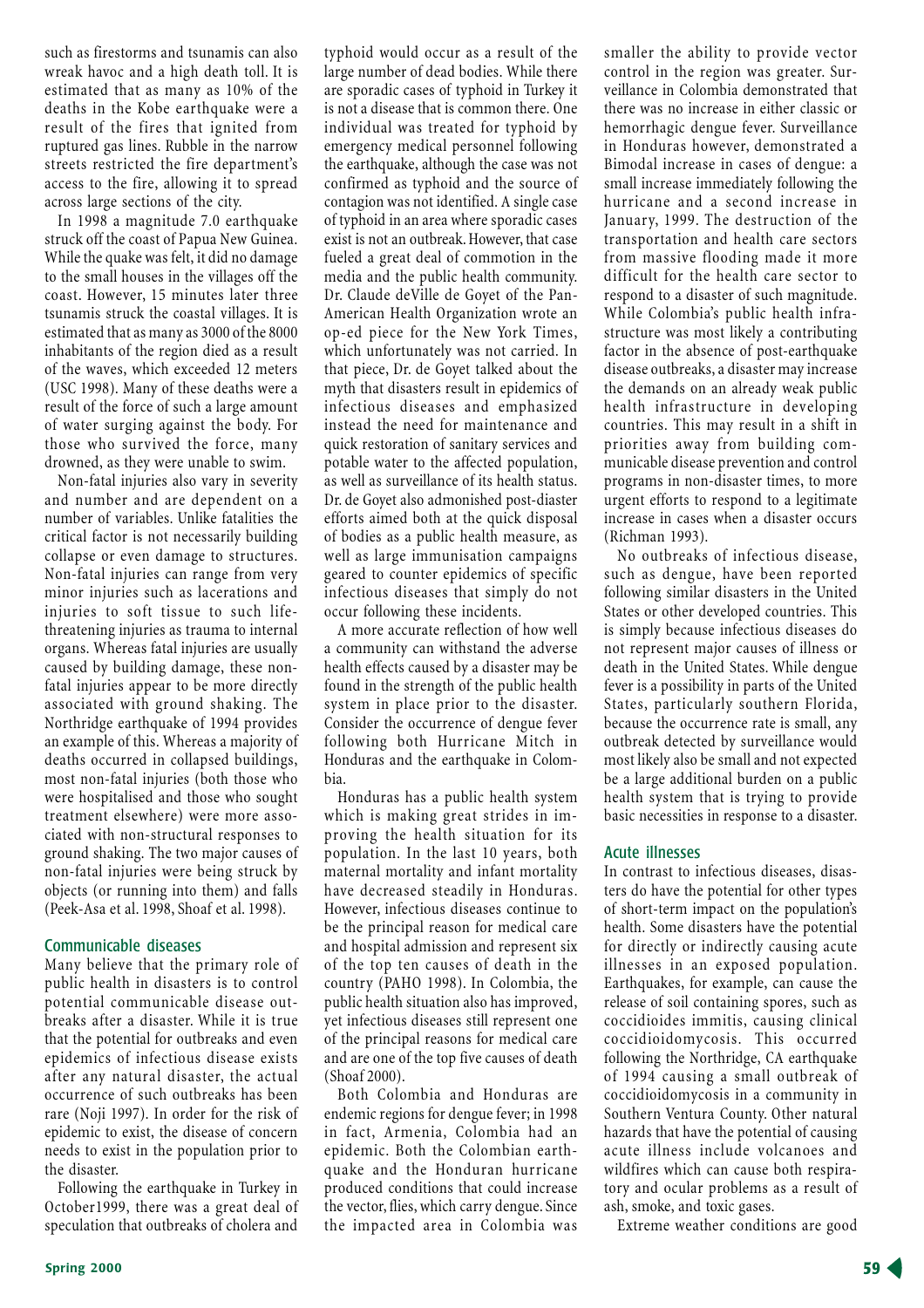such as firestorms and tsunamis can also wreak havoc and a high death toll. It is estimated that as many as 10% of the deaths in the Kobe earthquake were a result of the fires that ignited from ruptured gas lines. Rubble in the narrow streets restricted the fire department's access to the fire, allowing it to spread across large sections of the city.

In 1998 a magnitude 7.0 earthquake struck off the coast of Papua New Guinea. While the quake was felt, it did no damage to the small houses in the villages off the coast. However, 15 minutes later three tsunamis struck the coastal villages. It is estimated that as many as 3000 of the 8000 inhabitants of the region died as a result of the waves, which exceeded 12 meters (USC 1998). Many of these deaths were a result of the force of such a large amount of water surging against the body. For those who survived the force, many drowned, as they were unable to swim.

Non-fatal injuries also vary in severity and number and are dependent on a number of variables. Unlike fatalities the critical factor is not necessarily building collapse or even damage to structures. Non-fatal injuries can range from very minor injuries such as lacerations and injuries to soft tissue to such life-threatening injuries as trauma to internal organs. Whereas fatal injuries are usually caused by building damage, these non-fatal injuries appear to be more directly associated with ground shaking. The Northridge earthquake of 1994 provides an example of this. Whereas a majority of deaths occurred in collapsed buildings, most non-fatal injuries (both those who were hospitalised and those who sought treatment elsewhere) were more associated with non-structural responses to ground shaking. The two major causes of non-fatal injuries were being struck by objects (or running into them) and falls (Peek-Asa et al. 1998, Shoaf et al. 1998).

## Communicable diseases

Many believe that the primary role of public health in disasters is to control potential communicable disease outbreaks after a disaster. While it is true that the potential for outbreaks and even epidemics of infectious disease exists after any natural disaster, the actual occurrence of such outbreaks has been rare (Noji 1997). In order for the risk of epidemic to exist, the disease of concern needs to exist in the population prior to the disaster.

Following the earthquake in Turkey in October1999, there was a great deal of speculation that outbreaks of cholera and typhoid would occur as a result of the large number of dead bodies. While there are sporadic cases of typhoid in Turkey it is not a disease that is common there. One individual was treated for typhoid by emergency medical personnel following the earthquake, although the case was not confirmed as typhoid and the source of contagion was not identified. A single case of typhoid in an area where sporadic cases exist is not an outbreak. However, that case fueled a great deal of commotion in the media and the public health community. Dr. Claude deVille de Goyet of the Pan-American Health Organization wrote an op-ed piece for the New York Times, which unfortunately was not carried. In that piece, Dr. de Goyet talked about the myth that disasters result in epidemics of infectious diseases and emphasized instead the need for maintenance and quick restoration of sanitary services and potable water to the affected population, as well as surveillance of its health status. Dr. de Goyet also admonished post-disaster efforts aimed both at the quick disposal of bodies as a public health measure, as well as large immunisation campaigns geared to counter epidemics of specific infectious diseases that simply do not occur following these incidents.

A more accurate reflection of how well a community can withstand the adverse health effects caused by a disaster may be found in the strength of the public health system in place prior to the disaster. Consider the occurrence of dengue fever following both Hurricane Mitch in Honduras and the earthquake in Colombia.

Honduras has a public health system which is making great strides in improving the health situation for its population. In the last 10 years, both maternal mortality and infant mortality have decreased steadily in Honduras. However, infectious diseases continue to be the principal reason for medical care and hospital admission and represent six of the top ten causes of death in the country (PAHO 1998). In Colombia, the public health situation also has improved, yet infectious diseases still represent one of the principal reasons for medical care and are one of the top five causes of death (Shoaf 2000).

Both Colombia and Honduras are endemic regions for dengue fever; in 1998 in fact, Armenia, Colombia had an epidemic. Both the Colombian earthquake and the Honduran hurricane produced conditions that could increase the vector, flies, which carry dengue. Since the impacted area in Colombia was smaller the ability to provide vector control in the region was greater. Surveillance in Colombia demonstrated that there was no increase in either classic or hemorrhagic dengue fever. Surveillance in Honduras however, demonstrated a Bimodal increase in cases of dengue: a small increase immediately following the hurricane and a second increase in January, 1999. The destruction of the transportation and health care sectors from massive flooding made it more difficult for the health care sector to respond to a disaster of such magnitude. While Colombia's public health infrastructure was most likely a contributing factor in the absence of post-earthquake disease outbreaks, a disaster may increase the demands on an already weak public health infrastructure in developing countries. This may result in a shift in priorities away from building communicable disease prevention and control programs in non-disaster times, to more urgent efforts to respond to a legitimate increase in cases when a disaster occurs (Richman 1993).

No outbreaks of infectious disease, such as dengue, have been reported following similar disasters in the United States or other developed countries. This is simply because infectious diseases do not represent major causes of illness or death in the United States. While dengue fever is a possibility in parts of the United States, particularly southern Florida, because the occurrence rate is small, any outbreak detected by surveillance would most likely also be small and not expected be a large additional burden on a public health system that is trying to provide basic necessities in response to a disaster.

## Acute illnesses

In contrast to infectious diseases, disasters do have the potential for other types of short-term impact on the population's health. Some disasters have the potential for directly or indirectly causing acute illnesses in an exposed population. Earthquakes, for example, can cause the release of soil containing spores, such as coccidioides immitis, causing clinical coccidioidomycosis. This occurred following the Northridge, CA earthquake of 1994 causing a small outbreak of coccidioidomycosis in a community in Southern Ventura County. Other natural hazards that have the potential of causing acute illness include volcanoes and wildfires which can cause both respiratory and ocular problems as a result of ash, smoke, and toxic gases.

Extreme weather conditions are good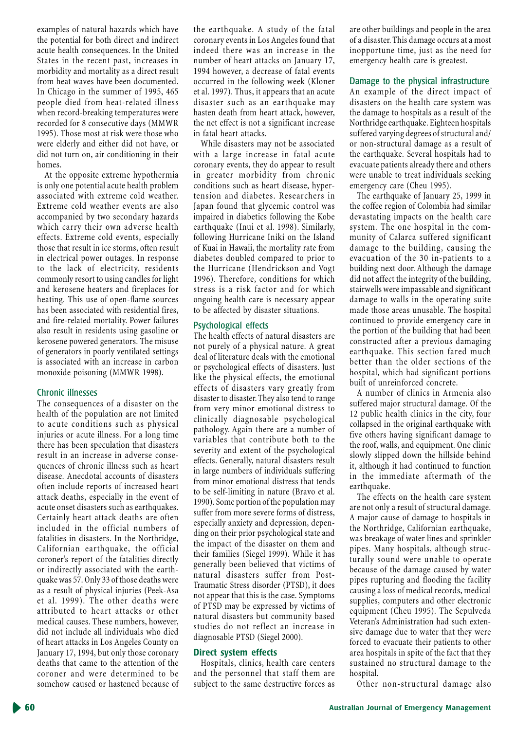examples of natural hazards which have the potential for both direct and indirect acute health consequences. In the United States in the recent past, increases in morbidity and mortality as a direct result from heat waves have been documented. In Chicago in the summer of 1995, 465 people died from heat-related illness when record-breaking temperatures were recorded for 8 consecutive days (MMWR 1995). Those most at risk were those who were elderly and either did not have, or did not turn on, air conditioning in their homes.

At the opposite extreme hypothermia is only one potential acute health problem associated with extreme cold weather. Extreme cold weather events are also accompanied by two secondary hazards which carry their own adverse health effects. Extreme cold events, especially those that result in ice storms, often result in electrical power outages. In response to the lack of electricity, residents commonly resort to using candles for light and kerosene heaters and fireplaces for heating. This use of open-flame sources has been associated with residential fires, and fire-related mortality. Power failures also result in residents using gasoline or kerosene powered generators. The misuse of generators in poorly ventilated settings is associated with an increase in carbon monoxide poisoning (MMWR 1998).

### Chronic illnesses

The consequences of a disaster on the health of the population are not limited to acute conditions such as physical injuries or acute illness. For a long time there has been speculation that disasters result in an increase in adverse consequences of chronic illness such as heart disease. Anecdotal accounts of disasters often include reports of increased heart attack deaths, especially in the event of acute onset disasters such as earthquakes. Certainly heart attack deaths are often included in the official numbers of fatalities in disasters. In the Northridge, Californian earthquake, the official coroner's report of the fatalities directly or indirectly associated with the earthquake was 57. Only 33 of those deaths were as a result of physical injuries (Peek-Asa et al. 1999). The other deaths were attributed to heart attacks or other medical causes. These numbers, however, did not include all individuals who died of heart attacks in Los Angeles County on January 17, 1994, but only those coronary deaths that came to the attention of the coroner and were determined to be somehow caused or hastened because of the earthquake. A study of the fatal coronary events in Los Angeles found that indeed there was an increase in the number of heart attacks on January 17, 1994 however, a decrease of fatal events occurred in the following week (Kloner et al. 1997). Thus, it appears that an acute disaster such as an earthquake may hasten death from heart attack, however, the net effect is not a significant increase in fatal heart attacks.

While disasters may not be associated with a large increase in fatal acute coronary events, they do appear to result in greater morbidity from chronic conditions such as heart disease, hypertension and diabetes. Researchers in Japan found that glycemic control was impaired in diabetics following the Kobe earthquake (Inui et al. 1998). Similarly, following Hurricane Iniki on the Island of Kuai in Hawaii, the mortality rate from diabetes doubled compared to prior to the Hurricane (Hendrickson and Vogt 1996). Therefore, conditions for which stress is a risk factor and for which ongoing health care is necessary appear to be affected by disaster situations.

### Psychological effects

The health effects of natural disasters are not purely of a physical nature. A great deal of literature deals with the emotional or psychological effects of disasters. Just like the physical effects, the emotional effects of disasters vary greatly from disaster to disaster. They also tend to range from very minor emotional distress to clinically diagnosable psychological pathology. Again there are a number of variables that contribute both to the severity and extent of the psychological effects. Generally, natural disasters result in large numbers of individuals suffering from minor emotional distress that tends to be self-limiting in nature (Bravo et al. 1990). Some portion of the population may suffer from more severe forms of distress, especially anxiety and depression, depending on their prior psychological state and the impact of the disaster on them and their families (Siegel 1999). While it has generally been believed that victims of natural disasters suffer from Post-Traumatic Stress disorder (PTSD), it does not appear that this is the case. Symptoms of PTSD may be expressed by victims of natural disasters but community based studies do not reflect an increase in diagnosable PTSD (Siegel 2000).

## Direct system effects

Hospitals, clinics, health care centers and the personnel that staff them are subject to the same destructive forces as are other buildings and people in the area of a disaster. This damage occurs at a most inopportune time, just as the need for emergency health care is greatest.

### Damage to the physical infrastructure

An example of the direct impact of disasters on the health care system was the damage to hospitals as a result of the Northridge earthquake. Eighteen hospitals suffered varying degrees of structural and/or non-structural damage as a result of the earthquake. Several hospitals had to evacuate patients already there and others were unable to treat individuals seeking emergency care (Cheu 1995).

The earthquake of January 25, 1999 in the coffee region of Colombia had similar devastating impacts on the health care system. The one hospital in the community of Calarca suffered significant damage to the building, causing the evacuation of the 30 in-patients to a building next door. Although the damage did not affect the integrity of the building, stairwells were impassable and significant damage to walls in the operating suite made those areas unusable. The hospital continued to provide emergency care in the portion of the building that had been constructed after a previous damaging earthquake. This section fared much better than the older sections of the hospital, which had significant portions built of unreinforced concrete.

A number of clinics in Armenia also suffered major structural damage. Of the 12 public health clinics in the city, four collapsed in the original earthquake with five others having significant damage to the roof, walls, and equipment. One clinic slowly slipped down the hillside behind it, although it had continued to function in the immediate aftermath of the earthquake.

The effects on the health care system are not only a result of structural damage. A major cause of damage to hospitals in the Northridge, Californian earthquake, was breakage of water lines and sprinkler pipes. Many hospitals, although structurally sound were unable to operate because of the damage caused by water pipes rupturing and flooding the facility causing a loss of medical records, medical supplies, computers and other electronic equipment (Cheu 1995). The Sepulveda Veteran's Administration had such extensive damage due to water that they were forced to evacuate their patients to other area hospitals in spite of the fact that they sustained no structural damage to the hospital.

Other non-structural damage also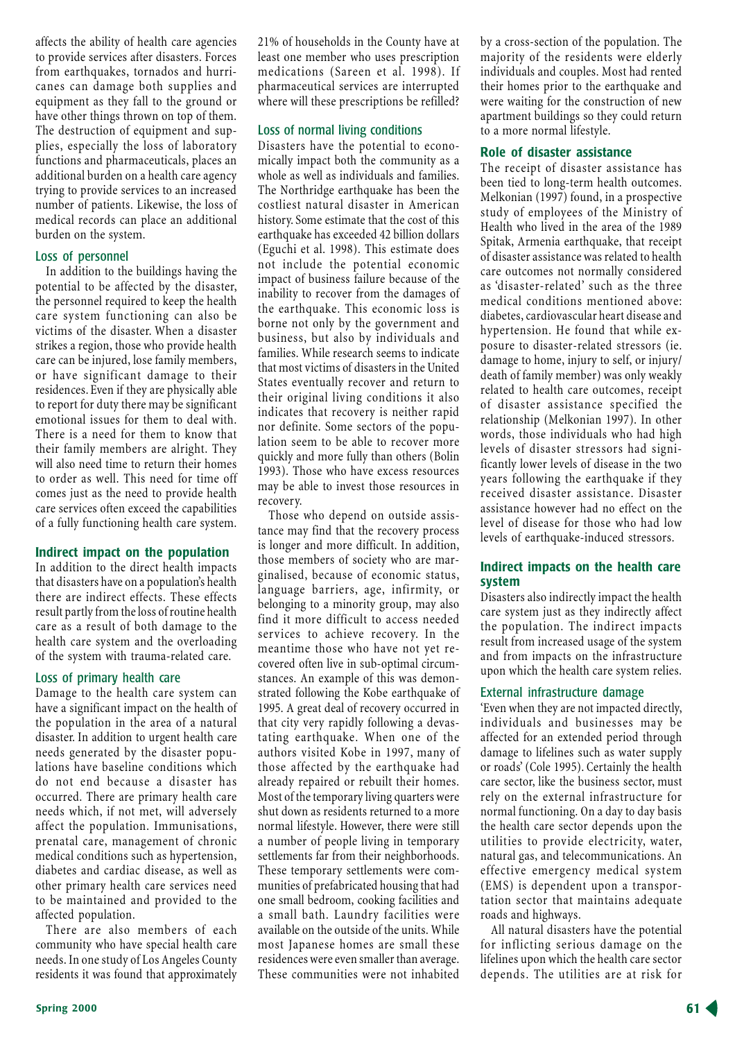affects the ability of health care agencies to provide services after disasters. Forces from earthquakes, tornados and hurricanes can damage both supplies and equipment as they fall to the ground or have other things thrown on top of them. The destruction of equipment and supplies, especially the loss of laboratory functions and pharmaceuticals, places an additional burden on a health care agency trying to provide services to an increased number of patients. Likewise, the loss of medical records can place an additional burden on the system.

### Loss of personnel

In addition to the buildings having the potential to be affected by the disaster, the personnel required to keep the health care system functioning can also be victims of the disaster. When a disaster strikes a region, those who provide health care can be injured, lose family members, or have significant damage to their residences. Even if they are physically able to report for duty there may be significant emotional issues for them to deal with. There is a need for them to know that their family members are alright. They will also need time to return their homes to order as well. This need for time off comes just as the need to provide health care services often exceed the capabilities of a fully functioning health care system.

## Indirect impact on the population

In addition to the direct health impacts that disasters have on a population's health there are indirect effects. These effects result partly from the loss of routine health care as a result of both damage to the health care system and the overloading of the system with trauma-related care.

### Loss of primary health care

Damage to the health care system can have a significant impact on the health of the population in the area of a natural disaster. In addition to urgent health care needs generated by the disaster populations have baseline conditions which do not end because a disaster has occurred. There are primary health care needs which, if not met, will adversely affect the population. Immunisations, prenatal care, management of chronic medical conditions such as hypertension, diabetes and cardiac disease, as well as other primary health care services need to be maintained and provided to the affected population.

There are also members of each community who have special health care needs. In one study of Los Angeles County residents it was found that approximately 21% of households in the County have at least one member who uses prescription medications (Sareen et al. 1998). If pharmaceutical services are interrupted where will these prescriptions be refilled?

### Loss of normal living conditions

Disasters have the potential to economically impact both the community as a whole as well as individuals and families. The Northridge earthquake has been the costliest natural disaster in American history. Some estimate that the cost of this earthquake has exceeded 42 billion dollars (Eguchi et al. 1998). This estimate does not include the potential economic impact of business failure because of the inability to recover from the damages of the earthquake. This economic loss is borne not only by the government and business, but also by individuals and families. While research seems to indicate that most victims of disasters in the United States eventually recover and return to their original living conditions it also indicates that recovery is neither rapid nor definite. Some sectors of the population seem to be able to recover more quickly and more fully than others (Bolin 1993). Those who have excess resources may be able to invest those resources in recovery.

Those who depend on outside assistance may find that the recovery process is longer and more difficult. In addition, those members of society who are marginalised, because of economic status, language barriers, age, infirmity, or belonging to a minority group, may also find it more difficult to access needed services to achieve recovery. In the meantime those who have not yet recovered often live in sub-optimal circumstances. An example of this was demonstrated following the Kobe earthquake of 1995. A great deal of recovery occurred in that city very rapidly following a devastating earthquake. When one of the authors visited Kobe in 1997, many of those affected by the earthquake had already repaired or rebuilt their homes. Most of the temporary living quarters were shut down as residents returned to a more normal lifestyle. However, there were still a number of people living in temporary settlements far from their neighborhoods. These temporary settlements were communities of prefabricated housing that had one small bedroom, cooking facilities and a small bath. Laundry facilities were available on the outside of the units. While most Japanese homes are small these residences were even smaller than average. These communities were not inhabited by a cross-section of the population. The majority of the residents were elderly individuals and couples. Most had rented their homes prior to the earthquake and were waiting for the construction of new apartment buildings so they could return to a more normal lifestyle.

### Role of disaster assistance

The receipt of disaster assistance has been tied to long-term health outcomes. Melkonian (1997) found, in a prospective study of employees of the Ministry of Health who lived in the area of the 1989 Spitak, Armenia earthquake, that receipt of disaster assistance was related to health care outcomes not normally considered as 'disaster-related' such as the three medical conditions mentioned above: diabetes, cardiovascular heart disease and hypertension. He found that while exposure to disaster-related stressors (ie. damage to home, injury to self, or injury/death of family member) was only weakly related to health care outcomes, receipt of disaster assistance specified the relationship (Melkonian 1997). In other words, those individuals who had high levels of disaster stressors had significantly lower levels of disease in the two years following the earthquake if they received disaster assistance. Disaster assistance however had no effect on the level of disease for those who had low levels of earthquake-induced stressors.

## Indirect impacts on the health care system

Disasters also indirectly impact the health care system just as they indirectly affect the population. The indirect impacts result from increased usage of the system and from impacts on the infrastructure upon which the health care system relies.

### External infrastructure damage

'Even when they are not impacted directly, individuals and businesses may be affected for an extended period through damage to lifelines such as water supply or roads' (Cole 1995). Certainly the health care sector, like the business sector, must rely on the external infrastructure for normal functioning. On a day to day basis the health care sector depends upon the utilities to provide electricity, water, natural gas, and telecommunications. An effective emergency medical system (EMS) is dependent upon a transportation sector that maintains adequate roads and highways.

All natural disasters have the potential for inflicting serious damage on the lifelines upon which the health care sector depends. The utilities are at risk for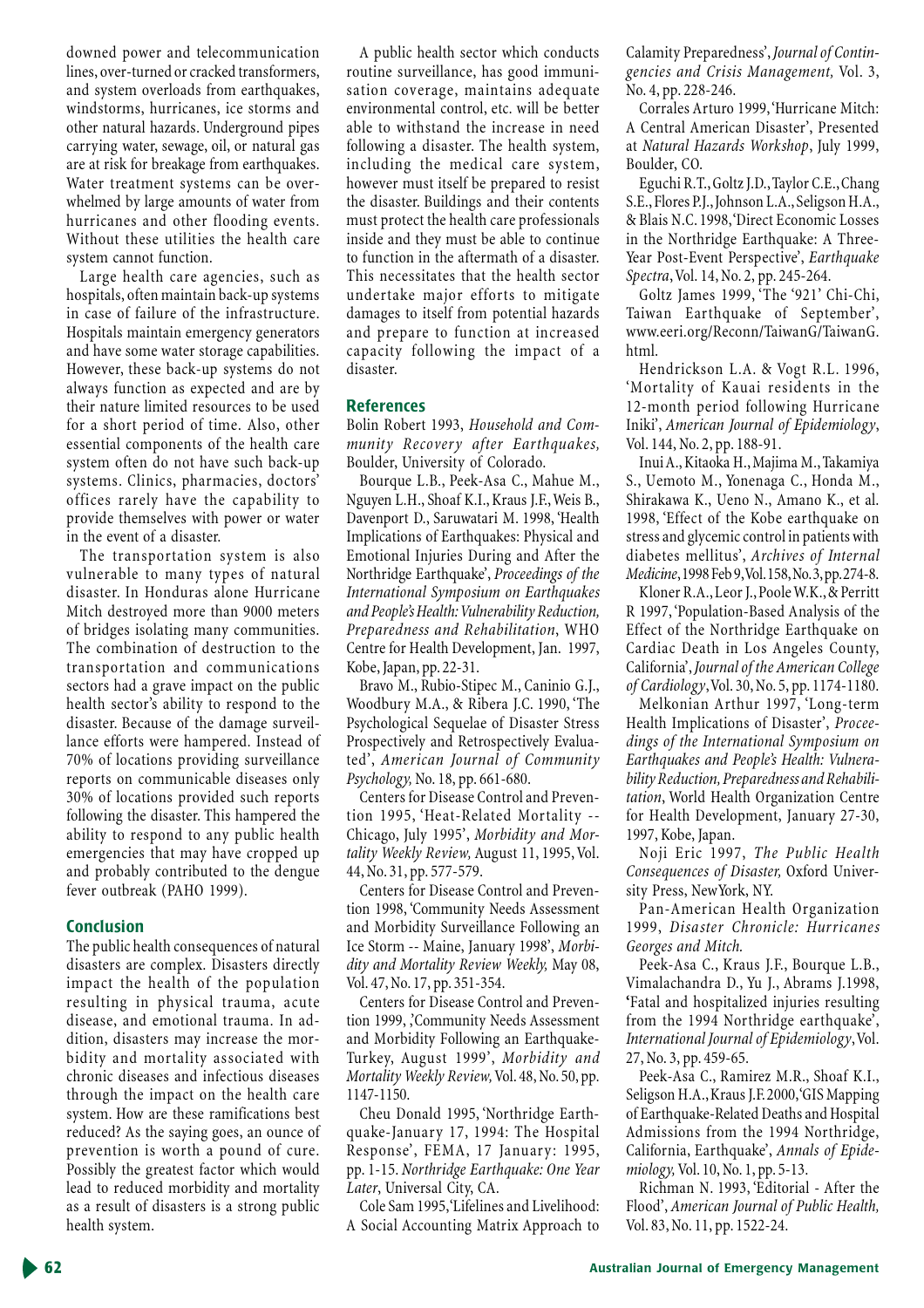downed power and telecommunication lines, over-turned or cracked transformers, and system overloads from earthquakes, windstorms, hurricanes, ice storms and other natural hazards. Underground pipes carrying water, sewage, oil, or natural gas are at risk for breakage from earthquakes. Water treatment systems can be overwhelmed by large amounts of water from hurricanes and other flooding events. Without these utilities the health care system cannot function.

Large health care agencies, such as hospitals, often maintain back-up systems in case of failure of the infrastructure. Hospitals maintain emergency generators and have some water storage capabilities. However, these back-up systems do not always function as expected and are by their nature limited resources to be used for a short period of time. Also, other essential components of the health care system often do not have such back-up systems. Clinics, pharmacies, doctors' offices rarely have the capability to provide themselves with power or water in the event of a disaster.

The transportation system is also vulnerable to many types of natural disaster. In Honduras alone Hurricane Mitch destroyed more than 9000 meters of bridges isolating many communities. The combination of destruction to the transportation and communications sectors had a grave impact on the public health sector's ability to respond to the disaster. Because of the damage surveillance efforts were hampered. Instead of 70% of locations providing surveillance reports on communicable diseases only 30% of locations provided such reports following the disaster. This hampered the ability to respond to any public health emergencies that may have cropped up and probably contributed to the dengue fever outbreak (PAHO 1999).

## Conclusion

The public health consequences of natural disasters are complex. Disasters directly impact the health of the population resulting in physical trauma, acute disease, and emotional trauma. In addition, disasters may increase the morbidity and mortality associated with chronic diseases and infectious diseases through the impact on the health care system. How are these ramifications best reduced? As the saying goes, an ounce of prevention is worth a pound of cure. Possibly the greatest factor which would lead to reduced morbidity and mortality as a result of disasters is a strong public health system.

A public health sector which conducts routine surveillance, has good immunisation coverage, maintains adequate environmental control, etc. will be better able to withstand the increase in need following a disaster. The health system, including the medical care system, however must itself be prepared to resist the disaster. Buildings and their contents must protect the health care professionals inside and they must be able to continue to function in the aftermath of a disaster. This necessitates that the health sector undertake major efforts to mitigate damages to itself from potential hazards and prepare to function at increased capacity following the impact of a disaster.

## References

Bolin Robert 1993, *Household and Community Recovery after Earthquakes,* Boulder, University of Colorado.

Bourque L.B., Peek-Asa C., Mahue M., Nguyen L.H., Shoaf K.I., Kraus J.F., Weis B., Davenport D., Saruwatari M. 1998, 'Health Implications of Earthquakes: Physical and Emotional Injuries During and After the Northridge Earthquake', *Proceedings of the International Symposium on Earthquakes and People's Health: Vulnerability Reduction, Preparedness and Rehabilitation*, WHO Centre for Health Development, Jan. 1997, Kobe, Japan, pp. 22-31.

Bravo M., Rubio-Stipec M., Caninio G.J., Woodbury M.A., & Ribera J.C. 1990, 'The Psychological Sequelae of Disaster Stress Prospectively and Retrospectively Evaluated', *American Journal of Community Psychology,* No. 18, pp. 661-680.

Centers for Disease Control and Prevention 1995, 'Heat-Related Mortality -- Chicago, July 1995', *Morbidity and Mortality Weekly Review,* August 11, 1995, Vol. 44, No. 31, pp. 577-579.

Centers for Disease Control and Prevention 1998, 'Community Needs Assessment and Morbidity Surveillance Following an Ice Storm -- Maine, January 1998', *Morbidity and Mortality Review Weekly,* May 08, Vol. 47, No. 17, pp. 351-354.

Centers for Disease Control and Prevention 1999, ,'Community Needs Assessment and Morbidity Following an Earthquake-Turkey, August 1999', *Morbidity and Mortality Weekly Review,* Vol. 48, No. 50, pp. 1147-1150.

Cheu Donald 1995, 'Northridge Earthquake-January 17, 1994: The Hospital Response', FEMA, 17 January: 1995, pp. 1-15. *Northridge Earthquake: One Year Later*, Universal City, CA.

Cole Sam 1995, 'Lifelines and Livelihood: A Social Accounting Matrix Approach to Calamity Preparedness', *Journal of Contingencies and Crisis Management,* Vol. 3, No. 4, pp. 228-246.

Corrales Arturo 1999, 'Hurricane Mitch: A Central American Disaster', Presented at *Natural Hazards Workshop*, July 1999, Boulder, CO.

Eguchi R.T., Goltz J.D., Taylor C.E., Chang S.E., Flores P.J., Johnson L.A., Seligson H.A., & Blais N.C. 1998, 'Direct Economic Losses in the Northridge Earthquake: A Three-Year Post-Event Perspective', *Earthquake Spectra*, Vol. 14, No. 2, pp. 245-264.

Goltz James 1999, 'The '921' Chi-Chi, Taiwan Earthquake of September', www.eeri.org/Reconn/TaiwanG/TaiwanG.html.

Hendrickson L.A. & Vogt R.L. 1996, 'Mortality of Kauai residents in the 12-month period following Hurricane Iniki', *American Journal of Epidemiology*, Vol. 144, No. 2, pp. 188-91.

Inui A., Kitaoka H., Majima M., Takamiya S., Uemoto M., Yonenaga C., Honda M., Shirakawa K., Ueno N., Amano K., et al. 1998, 'Effect of the Kobe earthquake on stress and glycemic control in patients with diabetes mellitus', *Archives of Internal Medicine*, 1998 Feb 9, Vol. 158, No. 3, pp. 274-8.

Kloner R.A., Leor J., Poole W.K., & Perritt R 1997, 'Population-Based Analysis of the Effect of the Northridge Earthquake on Cardiac Death in Los Angeles County, California', *Journal of the American College of Cardiology*, Vol. 30, No. 5, pp. 1174-1180.

Melkonian Arthur 1997, 'Long-term Health Implications of Disaster', *Proceedings of the International Symposium on Earthquakes and People's Health: Vulnerability Reduction, Preparedness and Rehabilitation*, World Health Organization Centre for Health Development, January 27-30, 1997, Kobe, Japan.

Noji Eric 1997, *The Public Health Consequences of Disaster,* Oxford University Press, NewYork, NY.

Pan-American Health Organization 1999, *Disaster Chronicle: Hurricanes Georges and Mitch.*

Peek-Asa C., Kraus J.F., Bourque L.B., Vimalachandra D., Yu J., Abrams J.1998, 'Fatal and hospitalized injuries resulting from the 1994 Northridge earthquake', *International Journal of Epidemiology*, Vol. 27, No. 3, pp. 459-65.

Peek-Asa C., Ramirez M.R., Shoaf K.I., Seligson H.A., Kraus J.F. 2000, 'GIS Mapping of Earthquake-Related Deaths and Hospital Admissions from the 1994 Northridge, California, Earthquake', *Annals of Epidemiology,* Vol. 10, No. 1, pp. 5-13.

Richman N. 1993, 'Editorial - After the Flood', *American Journal of Public Health,* Vol. 83, No. 11, pp. 1522-24.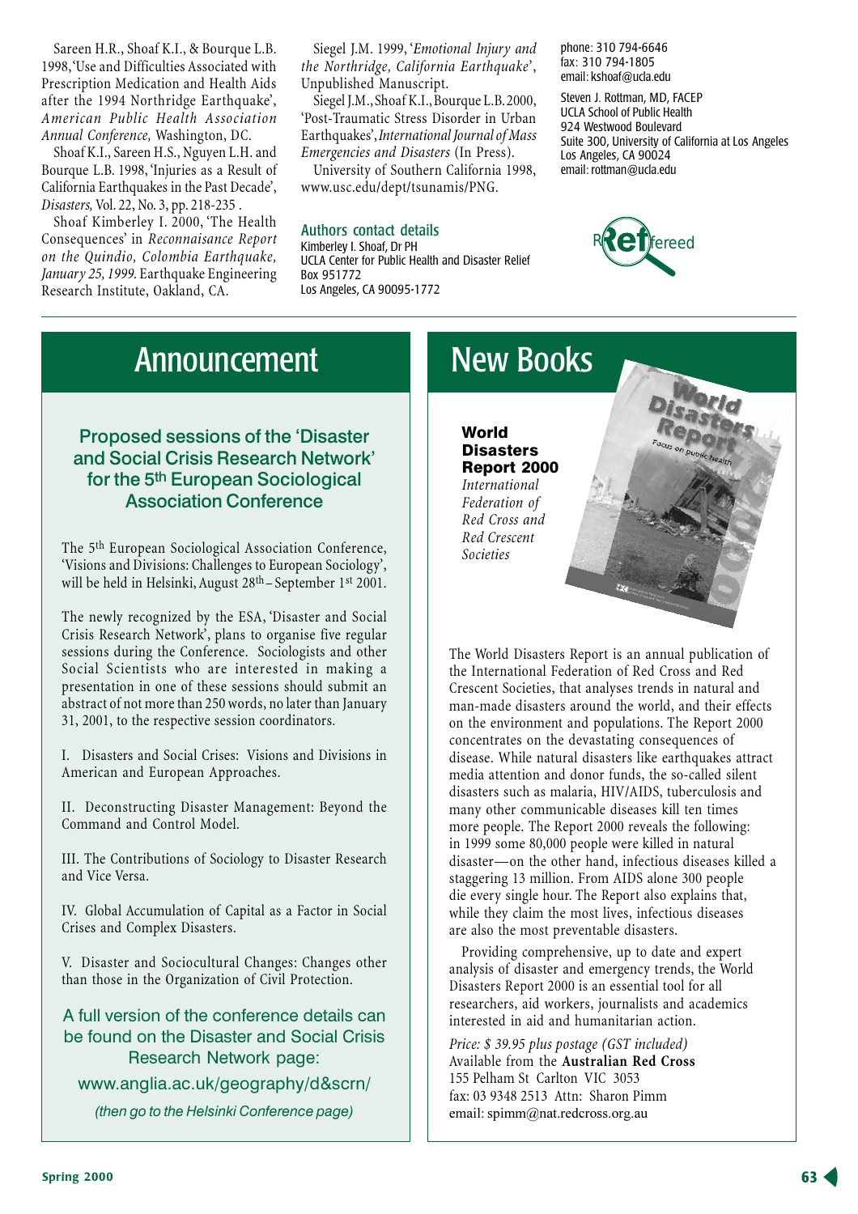Sareen H.R., Shoaf K.I., & Bourque L.B. 1998,'Use and Difficulties Associated with Prescription Medication and Health Aids after the 1994 Northridge Earthquake', *American Public Health Association Annual Conference,* Washington, DC.

Shoaf K.I., Sareen H.S., Nguyen L.H. and Bourque L.B. 1998, 'Injuries as a Result of California Earthquakes in the Past Decade', *Disasters,* Vol. 22, No. 3, pp. 218-235 .

Shoaf Kimberley I. 2000, 'The Health Consequences' in *Reconnaisance Report on the Quindio, Colombia Earthquake, January 25, 1999.* Earthquake Engineering Research Institute, Oakland, CA.

Siegel J.M. 1999, '*Emotional Injury and the Northridge, California Earthquake*', Unpublished Manuscript.

Siegel J.M., Shoaf K.I., Bourque L.B. 2000, 'Post-Traumatic Stress Disorder in Urban Earthquakes', *International Journal of Mass Emergencies and Disasters* (In Press).

University of Southern California 1998, www.usc.edu/dept/tsunamis/PNG.

### Authors contact details

Kimberley I. Shoaf, Dr PH
UCLA Center for Public Health and Disaster Relief
Box 951772
Los Angeles, CA 90095-1772
phone: 310 794-6646
fax: 310 794-1805
email: kshoaf@ucla.edu

Steven J. Rottman, MD, FACEP
UCLA School of Public Health
924 Westwood Boulevard
Suite 300, University of California at Los Angeles
Los Angeles, CA 90024
email: rottman@ucla.edu

Refereed

# Announcement

## Proposed sessions of the 'Disaster and Social Crisis Research Network' for the 5th European Sociological Association Conference

The 5th European Sociological Association Conference, 'Visions and Divisions: Challenges to European Sociology', will be held in Helsinki, August 28th – September 1st 2001.

The newly recognized by the ESA, 'Disaster and Social Crisis Research Network', plans to organise five regular sessions during the Conference. Sociologists and other Social Scientists who are interested in making a presentation in one of these sessions should submit an abstract of not more than 250 words, no later than January 31, 2001, to the respective session coordinators.

I. Disasters and Social Crises: Visions and Divisions in American and European Approaches.

II. Deconstructing Disaster Management: Beyond the Command and Control Model.

III. The Contributions of Sociology to Disaster Research and Vice Versa.

IV. Global Accumulation of Capital as a Factor in Social Crises and Complex Disasters.

V. Disaster and Sociocultural Changes: Changes other than those in the Organization of Civil Protection.

A full version of the conference details can be found on the Disaster and Social Crisis Research Network page:

www.anglia.ac.uk/geography/d&scrn/

*(then go to the Helsinki Conference page)*

# New Books

**World Disasters Report 2000**
*International Federation of Red Cross and Red Crescent Societies*

The World Disasters Report is an annual publication of the International Federation of Red Cross and Red Crescent Societies, that analyses trends in natural and man-made disasters around the world, and their effects on the environment and populations. The Report 2000 concentrates on the devastating consequences of disease. While natural disasters like earthquakes attract media attention and donor funds, the so-called silent disasters such as malaria, HIV/AIDS, tuberculosis and many other communicable diseases kill ten times more people. The Report 2000 reveals the following: in 1999 some 80,000 people were killed in natural disaster—on the other hand, infectious diseases killed a staggering 13 million. From AIDS alone 300 people die every single hour. The Report also explains that, while they claim the most lives, infectious diseases are also the most preventable disasters.

Providing comprehensive, up to date and expert analysis of disaster and emergency trends, the World Disasters Report 2000 is an essential tool for all researchers, aid workers, journalists and academics interested in aid and humanitarian action.

*Price: $ 39.95 plus postage (GST included)*
Available from the **Australian Red Cross**
155 Pelham St Carlton VIC 3053
fax: 03 9348 2513 Attn: Sharon Pimm
email: spimm@nat.redcross.org.au